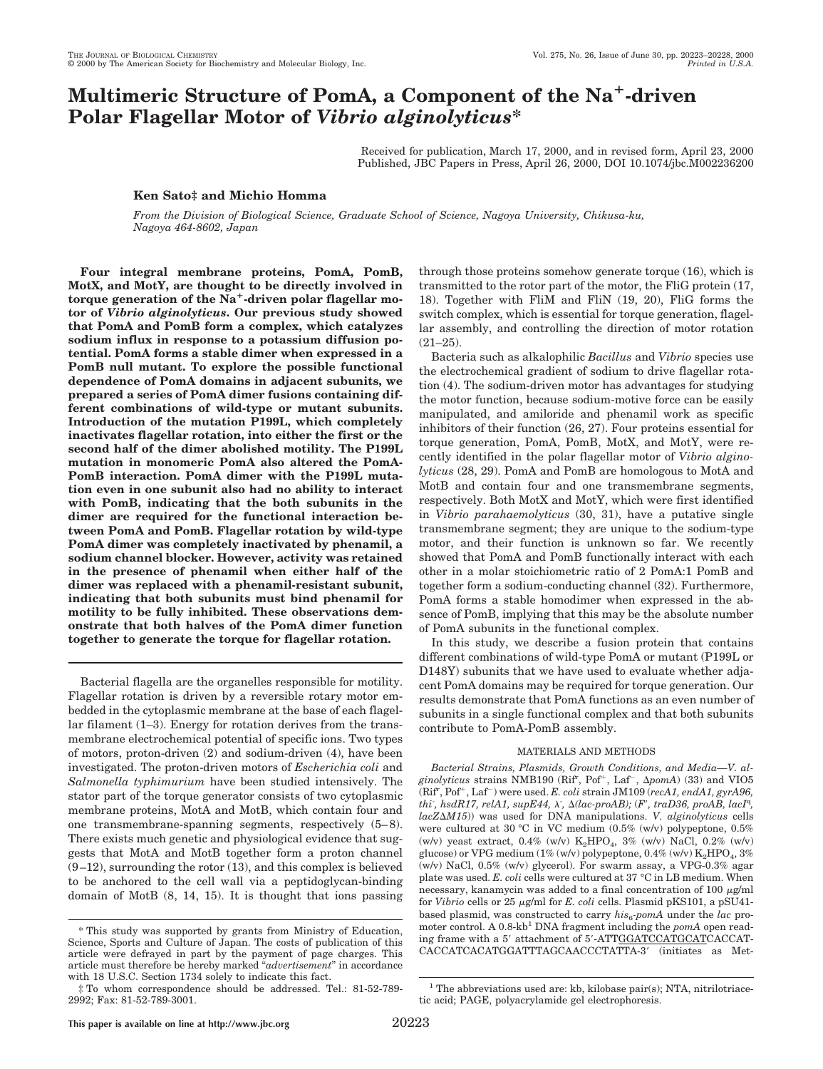# Multimeric Structure of PomA, a Component of the $Na^+$-driven Polar Flagellar Motor of *Vibrio alginolyticus**

Received for publication, March 17, 2000, and in revised form, April 23, 2000
Published, JBC Papers in Press, April 26, 2000, DOI 10.1074/jbc.M002236200

**Ken Sato‡ and Michio Homma**

*From the Division of Biological Science, Graduate School of Science, Nagoya University, Chikusa-ku, Nagoya 464-8602, Japan*

**Four integral membrane proteins, PomA, PomB, MotX, and MotY, are thought to be directly involved in torque generation of the $Na^+$-driven polar flagellar motor of *Vibrio alginolyticus*. Our previous study showed that PomA and PomB form a complex, which catalyzes sodium influx in response to a potassium diffusion potential. PomA forms a stable dimer when expressed in a PomB null mutant. To explore the possible functional dependence of PomA domains in adjacent subunits, we prepared a series of PomA dimer fusions containing different combinations of wild-type or mutant subunits. Introduction of the mutation P199L, which completely inactivates flagellar rotation, into either the first or the second half of the dimer abolished motility. The P199L mutation in monomeric PomA also altered the PomA-PomB interaction. PomA dimer with the P199L mutation even in one subunit also had no ability to interact with PomB, indicating that the both subunits in the dimer are required for the functional interaction between PomA and PomB. Flagellar rotation by wild-type PomA dimer was completely inactivated by phenamil, a sodium channel blocker. However, activity was retained in the presence of phenamil when either half of the dimer was replaced with a phenamil-resistant subunit, indicating that both subunits must bind phenamil for motility to be fully inhibited. These observations demonstrate that both halves of the PomA dimer function together to generate the torque for flagellar rotation.**

Bacterial flagella are the organelles responsible for motility. Flagellar rotation is driven by a reversible rotary motor embedded in the cytoplasmic membrane at the base of each flagellar filament (1–3). Energy for rotation derives from the transmembrane electrochemical potential of specific ions. Two types of motors, proton-driven (2) and sodium-driven (4), have been investigated. The proton-driven motors of *Escherichia coli* and *Salmonella typhimurium* have been studied intensively. The stator part of the torque generator consists of two cytoplasmic membrane proteins, MotA and MotB, which contain four and one transmembrane-spanning segments, respectively (5–8). There exists much genetic and physiological evidence that suggests that MotA and MotB together form a proton channel (9–12), surrounding the rotor (13), and this complex is believed to be anchored to the cell wall via a peptidoglycan-binding domain of MotB (8, 14, 15). It is thought that ions passing through those proteins somehow generate torque (16), which is transmitted to the rotor part of the motor, the FliG protein (17, 18). Together with FliM and FliN (19, 20), FliG forms the switch complex, which is essential for torque generation, flagellar assembly, and controlling the direction of motor rotation (21–25).

Bacteria such as alkalophilic *Bacillus* and *Vibrio* species use the electrochemical gradient of sodium to drive flagellar rotation (4). The sodium-driven motor has advantages for studying the motor function, because sodium-motive force can be easily manipulated, and amiloride and phenamil work as specific inhibitors of their function (26, 27). Four proteins essential for torque generation, PomA, PomB, MotX, and MotY, were recently identified in the polar flagellar motor of *Vibrio alginolyticus* (28, 29). PomA and PomB are homologous to MotA and MotB and contain four and one transmembrane segments, respectively. Both MotX and MotY, which were first identified in *Vibrio parahaemolyticus* (30, 31), have a putative single transmembrane segment; they are unique to the sodium-type motor, and their function is unknown so far. We recently showed that PomA and PomB functionally interact with each other in a molar stoichiometric ratio of 2 PomA:1 PomB and together form a sodium-conducting channel (32). Furthermore, PomA forms a stable homodimer when expressed in the absence of PomB, implying that this may be the absolute number of PomA subunits in the functional complex.

In this study, we describe a fusion protein that contains different combinations of wild-type PomA or mutant (P199L or D148Y) subunits that we have used to evaluate whether adjacent PomA domains may be required for torque generation. Our results demonstrate that PomA functions as an even number of subunits in a single functional complex and that both subunits contribute to PomA-PomB assembly.

## MATERIALS AND METHODS

*Bacterial Strains, Plasmids, Growth Conditions, and Media*—*V. alginolyticus* strains NMB190 ($Rif^r$, $Pof^+$, $Laf^-$, Δ*pomA*) (33) and VIO5 ($Rif^r$, $Pof^+$, $Laf^-$) were used. *E. coli* strain JM109 (*recA1, endA1, gyrA96, thi$^-$, hsdR17, relA1, supE44, λ$^-$, Δ(lac-proAB); (F′, traD36, proAB, lacI$^q$, lacZΔM15)*) was used for DNA manipulations. *V. alginolyticus* cells were cultured at 30 °C in VC medium (0.5% (w/v) polypeptone, 0.5% (w/v) yeast extract, 0.4% (w/v) $K_2HPO_4$, 3% (w/v) NaCl, 0.2% (w/v) glucose) or VPG medium (1% (w/v) polypeptone, 0.4% (w/v) $K_2HPO_4$, 3% (w/v) NaCl, 0.5% (w/v) glycerol). For swarm assay, a VPG-0.3% agar plate was used. *E. coli* cells were cultured at 37 °C in LB medium. When necessary, kanamycin was added to a final concentration of 100 μg/ml for *Vibrio* cells or 25 μg/ml for *E. coli* cells. Plasmid pKS101, a pSU41-based plasmid, was constructed to carry *his$_6$-pomA* under the *lac* promoter control. A 0.8-kb[1] DNA fragment including the *pomA* open reading frame with a 5′ attachment of 5′-ATTGGATCCATGCATCACCATCACCATCACATGGATTTAGCAACCCTATTA-3′ (initiates as Met-

\* This study was supported by grants from Ministry of Education, Science, Sports and Culture of Japan. The costs of publication of this article were defrayed in part by the payment of page charges. This article must therefore be hereby marked "*advertisement*" in accordance with 18 U.S.C. Section 1734 solely to indicate this fact.

‡ To whom correspondence should be addressed. Tel.: 81-52-789-2992; Fax: 81-52-789-3001.

[1] The abbreviations used are: kb, kilobase pair(s); NTA, nitrilotriacetic acid; PAGE, polyacrylamide gel electrophoresis.

This paper is available on line at http://www.jbc.org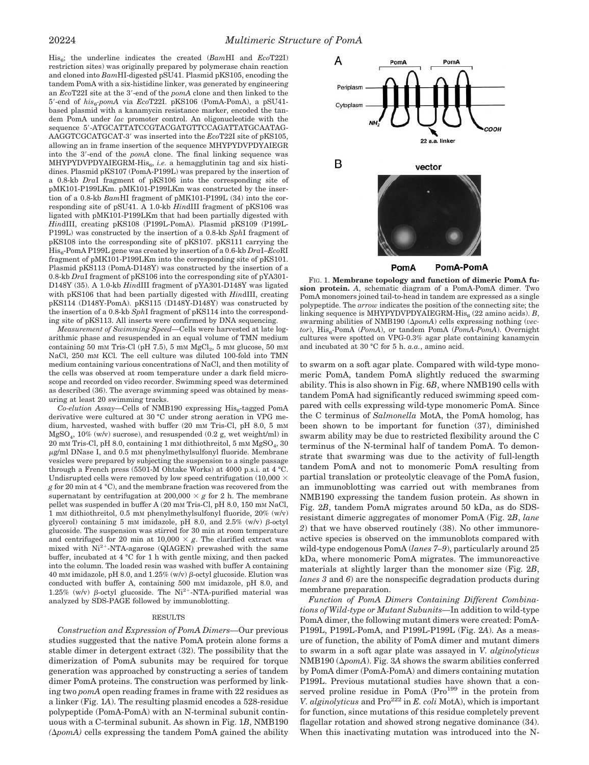His$_6$; the underline indicates the created (*Bam*HI and *Eco*T22I) restriction sites) was originally prepared by polymerase chain reaction and cloned into *Bam*HI-digested pSU41. Plasmid pKS105, encoding the tandem PomA with a six-histidine linker, was generated by engineering an *Eco*T22I site at the 3′-end of the *pomA* clone and then linked to the 5′-end of *his$_6$-pomA* via *Eco*T22I. pKS106 (PomA-PomA), a pSU41-based plasmid with a kanamycin resistance marker, encoded the tandem PomA under *lac* promoter control. An oligonucleotide with the sequence 5′-ATGCATTATCCGTACGATGTTCCAGATTATGCAATAG-AAGGTCGCATGCAT-3′ was inserted into the *Eco*T22I site of pKS105, allowing an in frame insertion of the sequence MHYPYDVPDYAIEGR into the 3′-end of the *pomA* clone. The final linking sequence was MHYPYDVPDYAIEGRM-His$_6$, *i.e.* a hemagglutinin tag and six histidines. Plasmid pKS107 (PomA-P199L) was prepared by the insertion of a 0.8-kb *Dra*I fragment of pKS106 into the corresponding site of pMK101-P199LKm. pMK101-P199LKm was constructed by the insertion of a 0.8-kb *Bam*HI fragment of pMK101-P199L (34) into the corresponding site of pSU41. A 1.0-kb *Hin*dIII fragment of pKS106 was ligated with pMK101-P199LKm that had been partially digested with *Hin*dIII, creating pKS108 (P199L-PomA). Plasmid pKS109 (P199L-P199L) was constructed by the insertion of a 0.8-kb *Sph*I fragment of pKS108 into the corresponding site of pKS107. pKS111 carrying the His$_6$-PomA P199L gene was created by insertion of a 0.6-kb *Dra*I–*Eco*RI fragment of pMK101-P199LKm into the corresponding site of pKS101. Plasmid pKS113 (PomA-D148Y) was constructed by the insertion of a 0.8-kb *Dra*I fragment of pKS106 into the corresponding site of pYA301-D148Y (35). A 1.0-kb *Hin*dIII fragment of pYA301-D148Y was ligated with pKS106 that had been partially digested with *Hin*dIII, creating pKS114 (D148Y-PomA). pKS115 (D148Y-D148Y) was constructed by the insertion of a 0.8-kb *Sph*I fragment of pKS114 into the corresponding site of pKS113. All inserts were confirmed by DNA sequencing.

*Measurement of Swimming Speed*—Cells were harvested at late logarithmic phase and resuspended in an equal volume of TMN medium containing 50 mM Tris-Cl (pH 7.5), 5 mM $MgCl_2$, 5 mM glucose, 50 mM NaCl, 250 mM KCl. The cell culture was diluted 100-fold into TMN medium containing various concentrations of NaCl, and then motility of the cells was observed at room temperature under a dark field microscope and recorded on video recorder. Swimming speed was determined as described (36). The average swimming speed was obtained by measuring at least 20 swimming tracks.

*Co-elution Assay*—Cells of NMB190 expressing His$_6$-tagged PomA derivative were cultured at 30 °C under strong aeration in VPG medium, harvested, washed with buffer (20 mM Tris-Cl, pH 8.0, 5 mM $MgSO_4$, 10% (w/v) sucrose), and resuspended (0.2 g, wet weight/ml) in 20 mM Tris-Cl, pH 8.0, containing 1 mM dithiothreitol, 5 mM $MgSO_4$, 30 μg/ml DNase I, and 0.5 mM phenylmethylsulfonyl fluoride. Membrane vesicles were prepared by subjecting the suspension to a single passage through a French press (5501-M Ohtake Works) at 4000 p.s.i. at 4 °C. Undisrupted cells were removed by low speed centrifugation (10,000 × *g* for 20 min at 4 °C), and the membrane fraction was recovered from the supernatant by centrifugation at 200,000 × *g* for 2 h. The membrane pellet was suspended in buffer A (20 mM Tris-Cl, pH 8.0, 150 mM NaCl, 1 mM dithiothreitol, 0.5 mM phenylmethylsulfonyl fluoride, 20% (w/v) glycerol) containing 5 mM imidazole, pH 8.0, and 2.5% (w/v) β-octyl glucoside. The suspension was stirred for 30 min at room temperature and centrifuged for 20 min at 10,000 × *g*. The clarified extract was mixed with $Ni^{2+}$-NTA-agarose (QIAGEN) prewashed with the same buffer, incubated at 4 °C for 1 h with gentle mixing, and then packed into the column. The loaded resin was washed with buffer A containing 40 mM imidazole, pH 8.0, and 1.25% (w/v) β-octyl glucoside. Elution was conducted with buffer A, containing 500 mM imidazole, pH 8.0, and 1.25% (w/v) β-octyl glucoside. The $Ni^{2+}$-NTA-purified material was analyzed by SDS-PAGE followed by immunoblotting.

## RESULTS

*Construction and Expression of PomA Dimers*—Our previous studies suggested that the native PomA protein alone forms a stable dimer in detergent extract (32). The possibility that the dimerization of PomA subunits may be required for torque generation was approached by constructing a series of tandem dimer PomA proteins. The construction was performed by linking two *pomA* open reading frames in frame with 22 residues as a linker (Fig. 1*A*). The resulting plasmid encodes a 528-residue polypeptide (PomA-PomA) with an N-terminal subunit continuous with a C-terminal subunit. As shown in Fig. 1*B*, NMB190 *(ΔpomA)* cells expressing the tandem PomA gained the ability

FIG. 1. **Membrane topology and function of dimeric PomA fusion protein.** *A*, schematic diagram of a PomA-PomA dimer. Two PomA monomers joined tail-to-head in tandem are expressed as a single polypeptide. The *arrow* indicates the position of the connecting site; the linking sequence is MHYPYDVPDYAIEGRM-His$_6$ (22 amino acids). *B*, swarming abilities of NMB190 (Δ*pomA*) cells expressing nothing (*vector*), His$_6$-PomA (*PomA*), or tandem PomA (*PomA-PomA*). Overnight cultures were spotted on VPG-0.3% agar plate containing kanamycin and incubated at 30 °C for 5 h. *a.a.*, amino acid.

to swarm on a soft agar plate. Compared with wild-type monomeric PomA, tandem PomA slightly reduced the swarming ability. This is also shown in Fig. 6*B*, where NMB190 cells with tandem PomA had significantly reduced swimming speed compared with cells expressing wild-type monomeric PomA. Since the C terminus of *Salmonella* MotA, the PomA homolog, has been shown to be important for function (37), diminished swarm ability may be due to restricted flexibility around the C terminus of the N-terminal half of tandem PomA. To demonstrate that swarming was due to the activity of full-length tandem PomA and not to monomeric PomA resulting from partial translation or proteolytic cleavage of the PomA fusion, an immunoblotting was carried out with membranes from NMB190 expressing the tandem fusion protein. As shown in Fig. 2*B*, tandem PomA migrates around 50 kDa, as do SDS-resistant dimeric aggregates of monomer PomA (Fig. 2*B*, *lane 2*) that we have observed routinely (38). No other immunoreactive species is observed on the immunoblots compared with wild-type endogenous PomA (*lanes 7–9*), particularly around 25 kDa, where monomeric PomA migrates. The immunoreactive materials at slightly larger than the monomer size (Fig. 2*B*, *lanes 3* and *6*) are the nonspecific degradation products during membrane preparation.

*Function of PomA Dimers Containing Different Combinations of Wild-type or Mutant Subunits*—In addition to wild-type PomA dimer, the following mutant dimers were created: PomA-P199L, P199L-PomA, and P199L-P199L (Fig. 2*A*). As a measure of function, the ability of PomA dimer and mutant dimers to swarm in a soft agar plate was assayed in *V. alginolyticus* NMB190 (Δ*pomA*). Fig. 3*A* shows the swarm abilities conferred by PomA dimer (PomA-PomA) and dimers containing mutation P199L. Previous mutational studies have shown that a conserved proline residue in PomA (Pro[199] in the protein from *V. alginolyticus* and Pro[222] in *E. coli* MotA), which is important for function, since mutations of this residue completely prevent flagellar rotation and showed strong negative dominance (34). When this inactivating mutation was introduced into the N-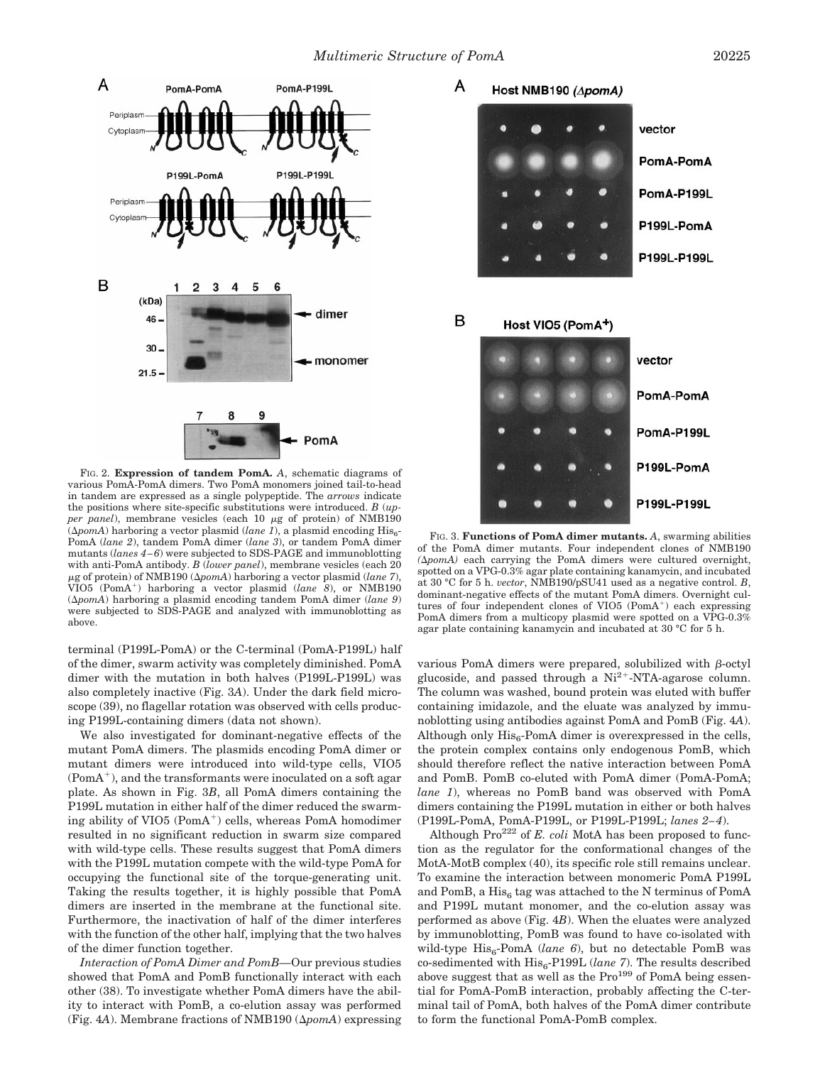FIG. 2. **Expression of tandem PomA.** *A*, schematic diagrams of various PomA-PomA dimers. Two PomA monomers joined tail-to-head in tandem are expressed as a single polypeptide. The *arrows* indicate the positions where site-specific substitutions were introduced. *B* (*upper panel*), membrane vesicles (each 10 μg of protein) of NMB190 (Δ*pomA*) harboring a vector plasmid (*lane 1*), a plasmid encoding $His_6$-PomA (*lane 2*), tandem PomA dimer (*lane 3*), or tandem PomA dimer mutants (*lanes 4–6*) were subjected to SDS-PAGE and immunoblotting with anti-PomA antibody. *B* (*lower panel*), membrane vesicles (each 20 μg of protein) of NMB190 (Δ*pomA*) harboring a vector plasmid (*lane 7*), VIO5 ($PomA^+$) harboring a vector plasmid (*lane 8*), or NMB190 (Δ*pomA*) harboring a plasmid encoding tandem PomA dimer (*lane 9*) were subjected to SDS-PAGE and analyzed with immunoblotting as above.

FIG. 3. **Functions of PomA dimer mutants.** *A*, swarming abilities of the PomA dimer mutants. Four independent clones of NMB190 (Δ*pomA*) each carrying the PomA dimers were cultured overnight, spotted on a VPG-0.3% agar plate containing kanamycin, and incubated at 30 °C for 5 h. *vector*, NMB190/pSU41 used as a negative control. *B*, dominant-negative effects of the mutant PomA dimers. Overnight cultures of four independent clones of VIO5 ($PomA^+$) each expressing PomA dimers from a multicopy plasmid were spotted on a VPG-0.3% agar plate containing kanamycin and incubated at 30 °C for 5 h.

terminal (P199L-PomA) or the C-terminal (PomA-P199L) half of the dimer, swarm activity was completely diminished. PomA dimer with the mutation in both halves (P199L-P199L) was also completely inactive (Fig. 3*A*). Under the dark field microscope (39), no flagellar rotation was observed with cells producing P199L-containing dimers (data not shown).

We also investigated for dominant-negative effects of the mutant PomA dimers. The plasmids encoding PomA dimer or mutant dimers were introduced into wild-type cells, VIO5 ($PomA^+$), and the transformants were inoculated on a soft agar plate. As shown in Fig. 3*B*, all PomA dimers containing the P199L mutation in either half of the dimer reduced the swarming ability of VIO5 ($PomA^+$) cells, whereas PomA homodimer resulted in no significant reduction in swarm size compared with wild-type cells. These results suggest that PomA dimers with the P199L mutation compete with the wild-type PomA for occupying the functional site of the torque-generating unit. Taking the results together, it is highly possible that PomA dimers are inserted in the membrane at the functional site. Furthermore, the inactivation of half of the dimer interferes with the function of the other half, implying that the two halves of the dimer function together.

*Interaction of PomA Dimer and PomB*—Our previous studies showed that PomA and PomB functionally interact with each other (38). To investigate whether PomA dimers have the ability to interact with PomB, a co-elution assay was performed (Fig. 4*A*). Membrane fractions of NMB190 (Δ*pomA*) expressing various PomA dimers were prepared, solubilized with β-octyl glucoside, and passed through a $Ni^{2+}$-NTA-agarose column. The column was washed, bound protein was eluted with buffer containing imidazole, and the eluate was analyzed by immunoblotting using antibodies against PomA and PomB (Fig. 4*A*). Although only $His_6$-PomA dimer is overexpressed in the cells, the protein complex contains only endogenous PomB, which should therefore reflect the native interaction between PomA and PomB. PomB co-eluted with PomA dimer (PomA-PomA; *lane 1*), whereas no PomB band was observed with PomA dimers containing the P199L mutation in either or both halves (P199L-PomA, PomA-P199L, or P199L-P199L; *lanes 2–4*).

Although $Pro^{222}$ of *E. coli* MotA has been proposed to function as the regulator for the conformational changes of the MotA-MotB complex (40), its specific role still remains unclear. To examine the interaction between monomeric PomA P199L and PomB, a $His_6$ tag was attached to the N terminus of PomA and P199L mutant monomer, and the co-elution assay was performed as above (Fig. 4*B*). When the eluates were analyzed by immunoblotting, PomB was found to have co-isolated with wild-type $His_6$-PomA (*lane 6*), but no detectable PomB was co-sedimented with $His_6$-P199L (*lane 7*). The results described above suggest that as well as the $Pro^{199}$ of PomA being essential for PomA-PomB interaction, probably affecting the C-terminal tail of PomA, both halves of the PomA dimer contribute to form the functional PomA-PomB complex.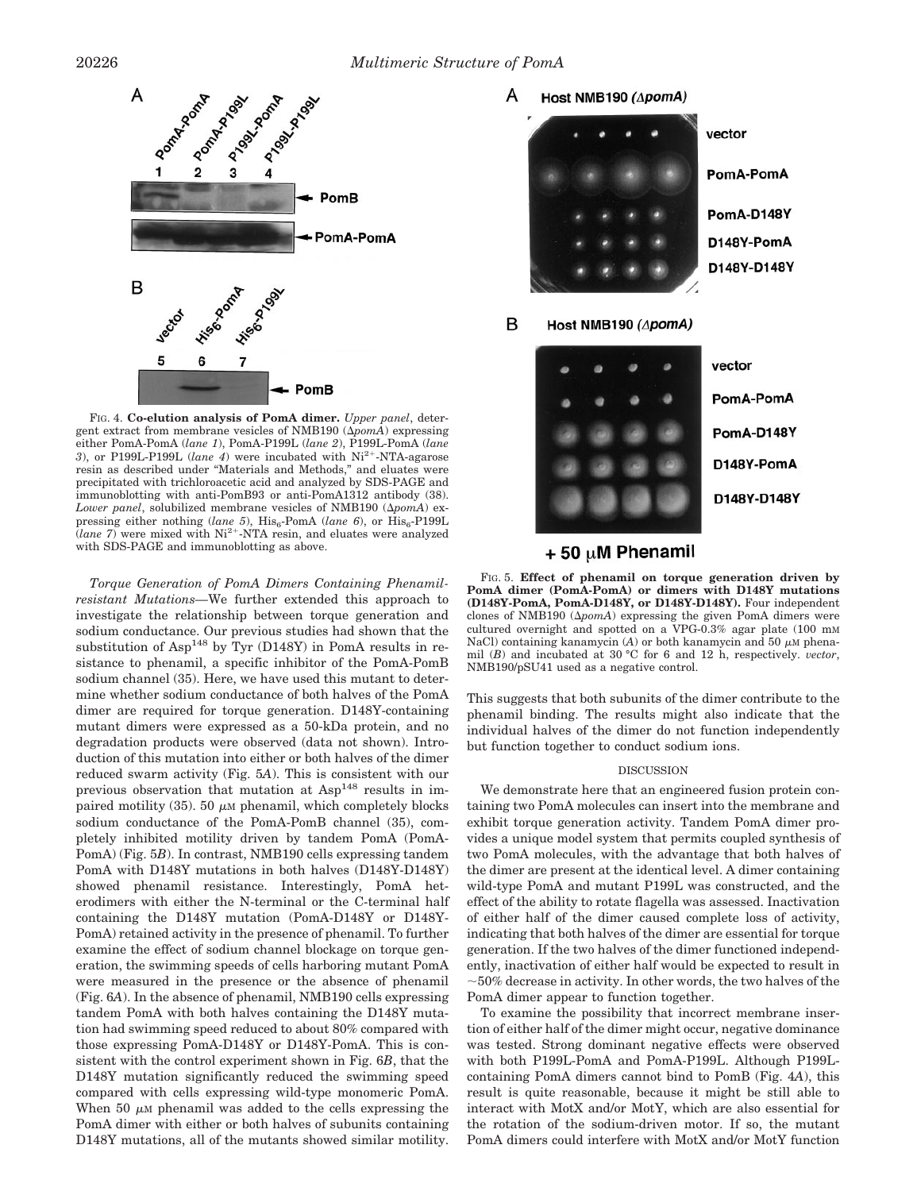FIG. 4. **Co-elution analysis of PomA dimer.** *Upper panel*, detergent extract from membrane vesicles of NMB190 (Δ*pomA*) expressing either PomA-PomA (*lane 1*), PomA-P199L (*lane 2*), P199L-PomA (*lane 3*), or P199L-P199L (*lane 4*) were incubated with $Ni^{2+}$-NTA-agarose resin as described under "Materials and Methods," and eluates were precipitated with trichloroacetic acid and analyzed by SDS-PAGE and immunoblotting with anti-PomB93 or anti-PomA1312 antibody (38). *Lower panel*, solubilized membrane vesicles of NMB190 (Δ*pomA*) expressing either nothing (*lane 5*), $His_6$-PomA (*lane 6*), or $His_6$-P199L (*lane 7*) were mixed with $Ni^{2+}$-NTA resin, and eluates were analyzed with SDS-PAGE and immunoblotting as above.

*Torque Generation of PomA Dimers Containing Phenamil-resistant Mutations*—We further extended this approach to investigate the relationship between torque generation and sodium conductance. Our previous studies had shown that the substitution of $Asp^{148}$ by Tyr (D148Y) in PomA results in resistance to phenamil, a specific inhibitor of the PomA-PomB sodium channel (35). Here, we have used this mutant to determine whether sodium conductance of both halves of the PomA dimer are required for torque generation. D148Y-containing mutant dimers were expressed as a 50-kDa protein, and no degradation products were observed (data not shown). Introduction of this mutation into either or both halves of the dimer reduced swarm activity (Fig. 5*A*). This is consistent with our previous observation that mutation at $Asp^{148}$ results in impaired motility (35). 50 μM phenamil, which completely blocks sodium conductance of the PomA-PomB channel (35), completely inhibited motility driven by tandem PomA (PomA-PomA) (Fig. 5*B*). In contrast, NMB190 cells expressing tandem PomA with D148Y mutations in both halves (D148Y-D148Y) showed phenamil resistance. Interestingly, PomA heterodimers with either the N-terminal or the C-terminal half containing the D148Y mutation (PomA-D148Y or D148Y-PomA) retained activity in the presence of phenamil. To further examine the effect of sodium channel blockage on torque generation, the swimming speeds of cells harboring mutant PomA were measured in the presence or the absence of phenamil (Fig. 6*A*). In the absence of phenamil, NMB190 cells expressing tandem PomA with both halves containing the D148Y mutation had swimming speed reduced to about 80% compared with those expressing PomA-D148Y or D148Y-PomA. This is consistent with the control experiment shown in Fig. 6*B*, that the D148Y mutation significantly reduced the swimming speed compared with cells expressing wild-type monomeric PomA. When 50 μM phenamil was added to the cells expressing the PomA dimer with either or both halves of subunits containing D148Y mutations, all of the mutants showed similar motility.

FIG. 5. **Effect of phenamil on torque generation driven by PomA dimer (PomA-PomA) or dimers with D148Y mutations (D148Y-PomA, PomA-D148Y, or D148Y-D148Y).** Four independent clones of NMB190 (Δ*pomA*) expressing the given PomA dimers were cultured overnight and spotted on a VPG-0.3% agar plate (100 mM NaCl) containing kanamycin (*A*) or both kanamycin and 50 μM phenamil (*B*) and incubated at 30 °C for 6 and 12 h, respectively. *vector*, NMB190/pSU41 used as a negative control.

This suggests that both subunits of the dimer contribute to the phenamil binding. The results might also indicate that the individual halves of the dimer do not function independently but function together to conduct sodium ions.

## DISCUSSION

We demonstrate here that an engineered fusion protein containing two PomA molecules can insert into the membrane and exhibit torque generation activity. Tandem PomA dimer provides a unique model system that permits coupled synthesis of two PomA molecules, with the advantage that both halves of the dimer are present at the identical level. A dimer containing wild-type PomA and mutant P199L was constructed, and the effect of the ability to rotate flagella was assessed. Inactivation of either half of the dimer caused complete loss of activity, indicating that both halves of the dimer are essential for torque generation. If the two halves of the dimer functioned independently, inactivation of either half would be expected to result in ~50% decrease in activity. In other words, the two halves of the PomA dimer appear to function together.

To examine the possibility that incorrect membrane insertion of either half of the dimer might occur, negative dominance was tested. Strong dominant negative effects were observed with both P199L-PomA and PomA-P199L. Although P199L-containing PomA dimers cannot bind to PomB (Fig. 4*A*), this result is quite reasonable, because it might be still able to interact with MotX and/or MotY, which are also essential for the rotation of the sodium-driven motor. If so, the mutant PomA dimers could interfere with MotX and/or MotY function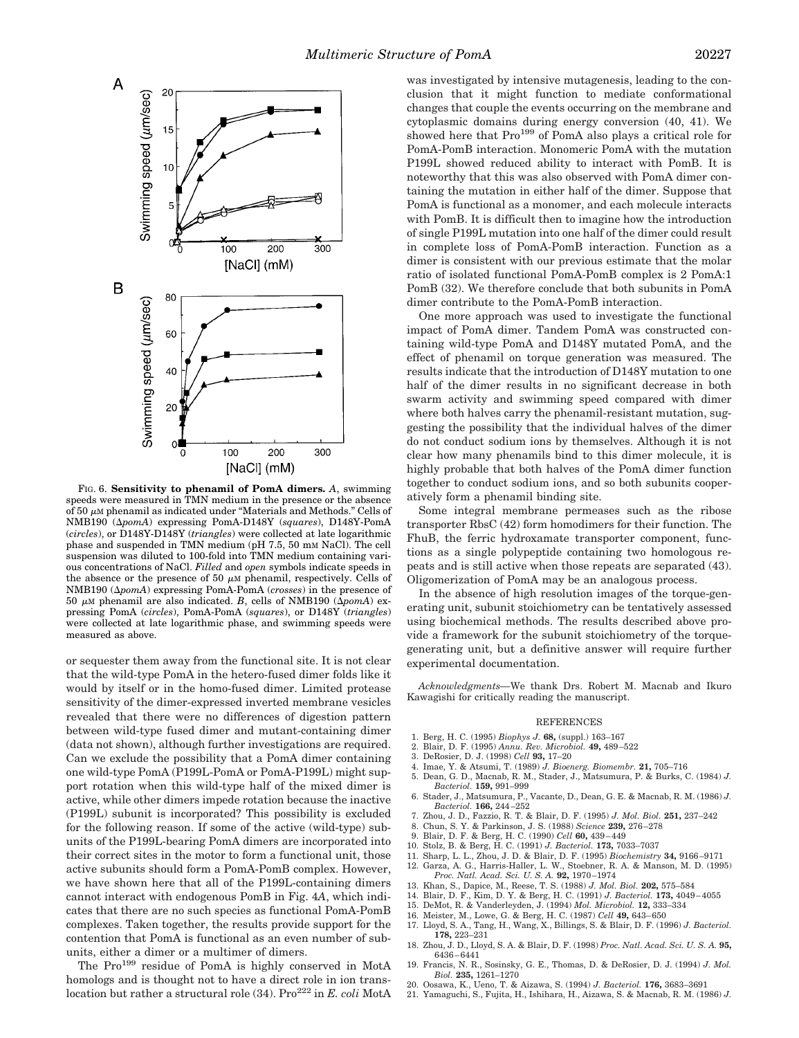FIG. 6. **Sensitivity to phenamil of PomA dimers.** *A*, swimming speeds were measured in TMN medium in the presence or the absence of 50 μM phenamil as indicated under "Materials and Methods." Cells of NMB190 (Δ*pomA*) expressing PomA-D148Y (*squares*), D148Y-PomA (*circles*), or D148Y-D148Y (*triangles*) were collected at late logarithmic phase and suspended in TMN medium (pH 7.5, 50 mM NaCl). The cell suspension was diluted to 100-fold into TMN medium containing various concentrations of NaCl. *Filled* and *open* symbols indicate speeds in the absence or the presence of 50 μM phenamil, respectively. Cells of NMB190 (Δ*pomA*) expressing PomA-PomA (*crosses*) in the presence of 50 μM phenamil are also indicated. *B*, cells of NMB190 (Δ*pomA*) expressing PomA (*circles*), PomA-PomA (*squares*), or D148Y (*triangles*) were collected at late logarithmic phase, and swimming speeds were measured as above.

or sequester them away from the functional site. It is not clear that the wild-type PomA in the hetero-fused dimer folds like it would by itself or in the homo-fused dimer. Limited protease sensitivity of the dimer-expressed inverted membrane vesicles revealed that there were no differences of digestion pattern between wild-type fused dimer and mutant-containing dimer (data not shown), although further investigations are required. Can we exclude the possibility that a PomA dimer containing one wild-type PomA (P199L-PomA or PomA-P199L) might support rotation when this wild-type half of the mixed dimer is active, while other dimers impede rotation because the inactive (P199L) subunit is incorporated? This possibility is excluded for the following reason. If some of the active (wild-type) subunits of the P199L-bearing PomA dimers are incorporated into their correct sites in the motor to form a functional unit, those active subunits should form a PomA-PomB complex. However, we have shown here that all of the P199L-containing dimers cannot interact with endogenous PomB in Fig. 4*A*, which indicates that there are no such species as functional PomA-PomB complexes. Taken together, the results provide support for the contention that PomA is functional as an even number of subunits, either a dimer or a multimer of dimers.

The Pro[199] residue of PomA is highly conserved in MotA homologs and is thought not to have a direct role in ion translocation but rather a structural role (34). Pro[222] in *E. coli* MotA was investigated by intensive mutagenesis, leading to the conclusion that it might function to mediate conformational changes that couple the events occurring on the membrane and cytoplasmic domains during energy conversion (40, 41). We showed here that Pro[199] of PomA also plays a critical role for PomA-PomB interaction. Monomeric PomA with the mutation P199L showed reduced ability to interact with PomB. It is noteworthy that this was also observed with PomA dimer containing the mutation in either half of the dimer. Suppose that PomA is functional as a monomer, and each molecule interacts with PomB. It is difficult then to imagine how the introduction of single P199L mutation into one half of the dimer could result in complete loss of PomA-PomB interaction. Function as a dimer is consistent with our previous estimate that the molar ratio of isolated functional PomA-PomB complex is 2 PomA:1 PomB (32). We therefore conclude that both subunits in PomA dimer contribute to the PomA-PomB interaction.

One more approach was used to investigate the functional impact of PomA dimer. Tandem PomA was constructed containing wild-type PomA and D148Y mutated PomA, and the effect of phenamil on torque generation was measured. The results indicate that the introduction of D148Y mutation to one half of the dimer results in no significant decrease in both swarm activity and swimming speed compared with dimer where both halves carry the phenamil-resistant mutation, suggesting the possibility that the individual halves of the dimer do not conduct sodium ions by themselves. Although it is not clear how many phenamils bind to this dimer molecule, it is highly probable that both halves of the PomA dimer function together to conduct sodium ions, and so both subunits cooperatively form a phenamil binding site.

Some integral membrane permeases such as the ribose transporter RbsC (42) form homodimers for their function. The FhuB, the ferric hydroxamate transporter component, functions as a single polypeptide containing two homologous repeats and is still active when those repeats are separated (43). Oligomerization of PomA may be an analogous process.

In the absence of high resolution images of the torque-generating unit, subunit stoichiometry can be tentatively assessed using biochemical methods. The results described above provide a framework for the subunit stoichiometry of the torque-generating unit, but a definitive answer will require further experimental documentation.

*Acknowledgments*—We thank Drs. Robert M. Macnab and Ikuro Kawagishi for critically reading the manuscript.

## REFERENCES

1. Berg, H. C. (1995) *Biophys J.* **68,** (suppl.) 163–167
2. Blair, D. F. (1995) *Annu. Rev. Microbiol.* **49,** 489–522
3. DeRosier, D. J. (1998) *Cell* **93,** 17–20
4. Imae, Y. & Atsumi, T. (1989) *J. Bioenerg. Biomembr.* **21,** 705–716
5. Dean, G. D., Macnab, R. M., Stader, J., Matsumura, P. & Burks, C. (1984) *J. Bacteriol.* **159,** 991–999
6. Stader, J., Matsumura, P., Vacante, D., Dean, G. E. & Macnab, R. M. (1986) *J. Bacteriol.* **166,** 244–252
7. Zhou, J. D., Fazzio, R. T. & Blair, D. F. (1995) *J. Mol. Biol.* **251,** 237–242
8. Chun, S. Y. & Parkinson, J. S. (1988) *Science* **239,** 276–278
9. Blair, D. F. & Berg, H. C. (1990) *Cell* **60,** 439–449
10. Stolz, B. & Berg, H. C. (1991) *J. Bacteriol.* **173,** 7033–7037
11. Sharp, L. L., Zhou, J. D. & Blair, D. F. (1995) *Biochemistry* **34,** 9166–9171
12. Garza, A. G., Harris-Haller, L. W., Stoebner, R. A. & Manson, M. D. (1995) *Proc. Natl. Acad. Sci. U. S. A.* **92,** 1970–1974
13. Khan, S., Dapice, M., Reese, T. S. (1988) *J. Mol. Biol.* **202,** 575–584
14. Blair, D. F., Kim, D. Y. & Berg, H. C. (1991) *J. Bacteriol.* **173,** 4049–4055
15. DeMot, R. & Vanderleyden, J. (1994) *Mol. Microbiol.* **12,** 333–334
16. Meister, M., Lowe, G. & Berg, H. C. (1987) *Cell* **49,** 643–650
17. Lloyd, S. A., Tang, H., Wang, X., Billings, S. & Blair, D. F. (1996) *J. Bacteriol.* **178,** 223–231
18. Zhou, J. D., Lloyd, S. A. & Blair, D. F. (1998) *Proc. Natl. Acad. Sci. U. S. A.* **95,** 6436–6441
19. Francis, N. R., Sosinsky, G. E., Thomas, D. & DeRosier, D. J. (1994) *J. Mol. Biol.* **235,** 1261–1270
20. Oosawa, K., Ueno, T. & Aizawa, S. (1994) *J. Bacteriol.* **176,** 3683–3691
21. Yamaguchi, S., Fujita, H., Ishihara, H., Aizawa, S. & Macnab, R. M. (1986) *J.*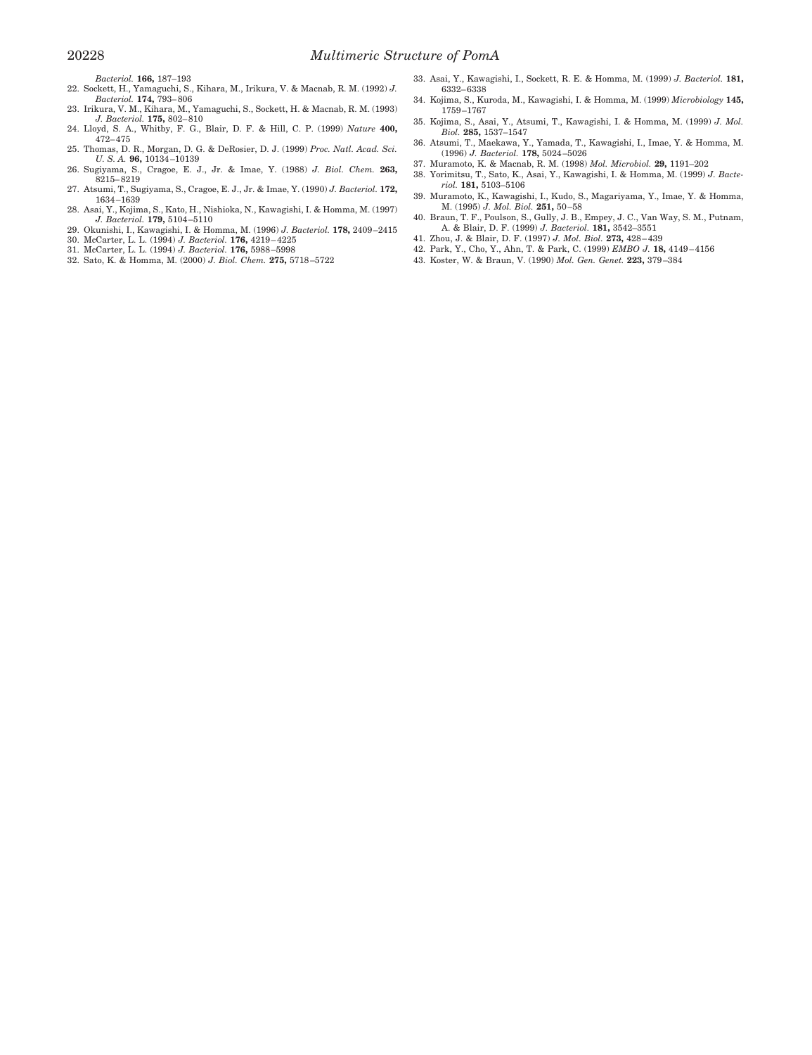*Bacteriol.* **166,** 187–193

22. Sockett, H., Yamaguchi, S., Kihara, M., Irikura, V. & Macnab, R. M. (1992) *J. Bacteriol.* **174,** 793–806
23. Irikura, V. M., Kihara, M., Yamaguchi, S., Sockett, H. & Macnab, R. M. (1993) *J. Bacteriol.* **175,** 802–810
24. Lloyd, S. A., Whitby, F. G., Blair, D. F. & Hill, C. P. (1999) *Nature* **400,** 472–475
25. Thomas, D. R., Morgan, D. G. & DeRosier, D. J. (1999) *Proc. Natl. Acad. Sci. U. S. A.* **96,** 10134–10139
26. Sugiyama, S., Cragoe, E. J., Jr. & Imae, Y. (1988) *J. Biol. Chem.* **263,** 8215–8219
27. Atsumi, T., Sugiyama, S., Cragoe, E. J., Jr. & Imae, Y. (1990) *J. Bacteriol.* **172,** 1634–1639
28. Asai, Y., Kojima, S., Kato, H., Nishioka, N., Kawagishi, I. & Homma, M. (1997) *J. Bacteriol.* **179,** 5104–5110
29. Okunishi, I., Kawagishi, I. & Homma, M. (1996) *J. Bacteriol.* **178,** 2409–2415
30. McCarter, L. L. (1994) *J. Bacteriol.* **176,** 4219–4225
31. McCarter, L. L. (1994) *J. Bacteriol.* **176,** 5988–5998
32. Sato, K. & Homma, M. (2000) *J. Biol. Chem.* **275,** 5718–5722
33. Asai, Y., Kawagishi, I., Sockett, R. E. & Homma, M. (1999) *J. Bacteriol.* **181,** 6332–6338
34. Kojima, S., Kuroda, M., Kawagishi, I. & Homma, M. (1999) *Microbiology* **145,** 1759–1767
35. Kojima, S., Asai, Y., Atsumi, T., Kawagishi, I. & Homma, M. (1999) *J. Mol. Biol.* **285,** 1537–1547
36. Atsumi, T., Maekawa, Y., Yamada, T., Kawagishi, I., Imae, Y. & Homma, M. (1996) *J. Bacteriol.* **178,** 5024–5026
37. Muramoto, K. & Macnab, R. M. (1998) *Mol. Microbiol.* **29,** 1191–202
38. Yorimitsu, T., Sato, K., Asai, Y., Kawagishi, I. & Homma, M. (1999) *J. Bacteriol.* **181,** 5103–5106
39. Muramoto, K., Kawagishi, I., Kudo, S., Magariyama, Y., Imae, Y. & Homma, M. (1995) *J. Mol. Biol.* **251,** 50–58
40. Braun, T. F., Poulson, S., Gully, J. B., Empey, J. C., Van Way, S. M., Putnam, A. & Blair, D. F. (1999) *J. Bacteriol.* **181,** 3542–3551
41. Zhou, J. & Blair, D. F. (1997) *J. Mol. Biol.* **273,** 428–439
42. Park, Y., Cho, Y., Ahn, T. & Park, C. (1999) *EMBO J.* **18,** 4149–4156
43. Koster, W. & Braun, V. (1990) *Mol. Gen. Genet.* **223,** 379–384